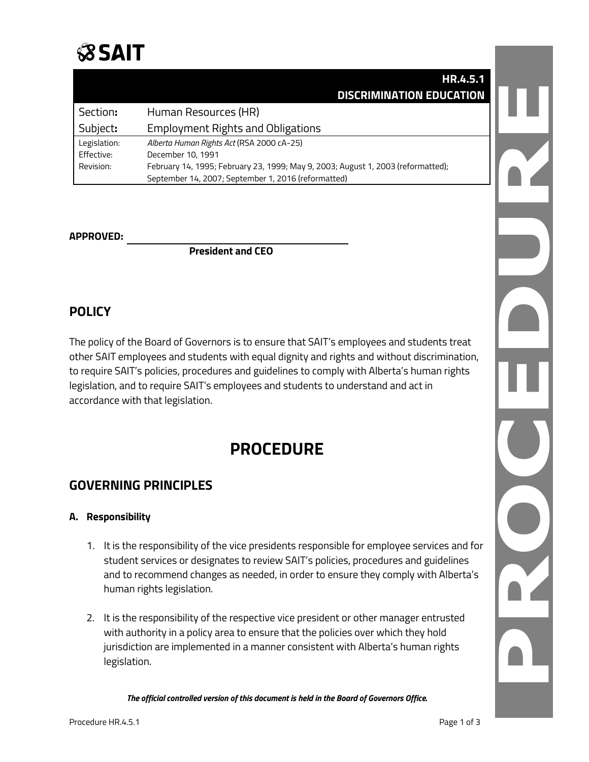# SAIT

| | HR.4.5.1 DISCRIMINATION EDUCATION |
|---|---|
| Section**:** | Human Resources (HR) |
| Subject**:** | Employment Rights and Obligations |
| Legislation: | *Alberta Human Rights Act* (RSA 2000 cA-25) |
| Effective: | December 10, 1991 |
| Revision: | February 14, 1995; February 23, 1999; May 9, 2003; August 1, 2003 (reformatted); September 14, 2007; September 1, 2016 (reformatted) |

**APPROVED:** ________________________________________

**President and CEO**

## POLICY

The policy of the Board of Governors is to ensure that SAIT's employees and students treat other SAIT employees and students with equal dignity and rights and without discrimination, to require SAIT's policies, procedures and guidelines to comply with Alberta's human rights legislation, and to require SAIT's employees and students to understand and act in accordance with that legislation.

# PROCEDURE

## GOVERNING PRINCIPLES

### A. Responsibility

1. It is the responsibility of the vice presidents responsible for employee services and for student services or designates to review SAIT's policies, procedures and guidelines and to recommend changes as needed, in order to ensure they comply with Alberta's human rights legislation.

2. It is the responsibility of the respective vice president or other manager entrusted with authority in a policy area to ensure that the policies over which they hold jurisdiction are implemented in a manner consistent with Alberta's human rights legislation.

***The official controlled version of this document is held in the Board of Governors Office.***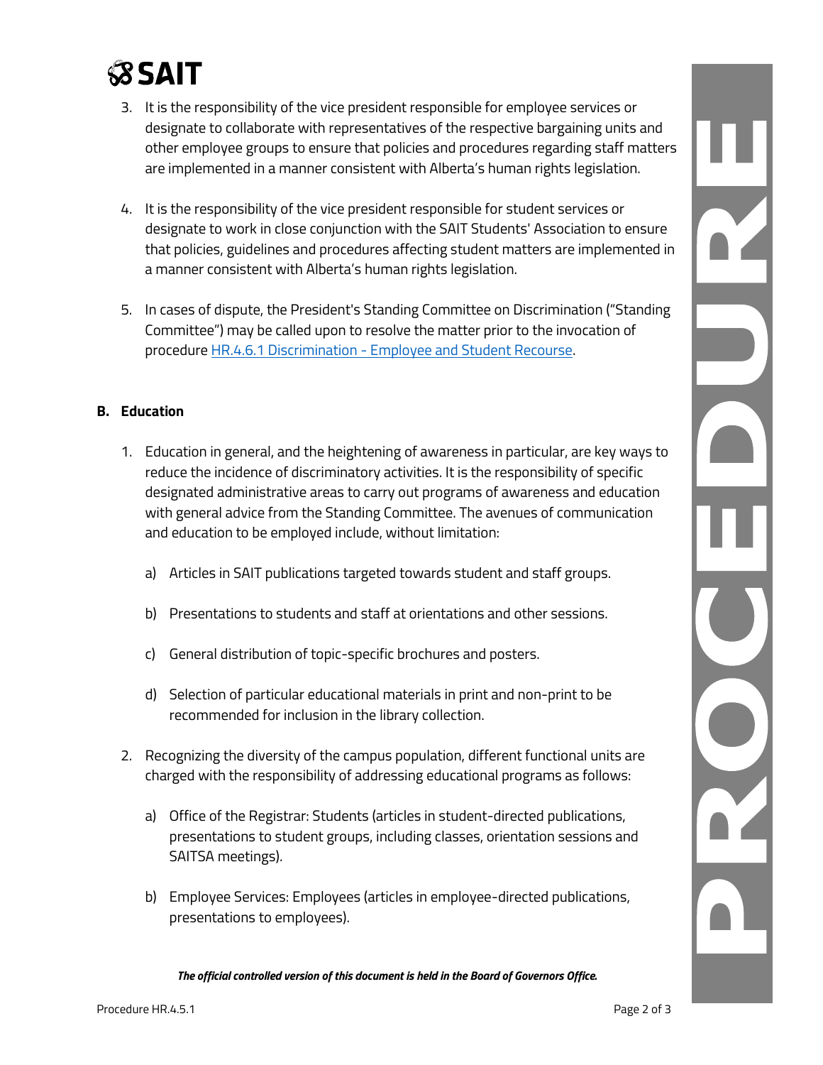3. It is the responsibility of the vice president responsible for employee services or designate to collaborate with representatives of the respective bargaining units and other employee groups to ensure that policies and procedures regarding staff matters are implemented in a manner consistent with Alberta's human rights legislation.

4. It is the responsibility of the vice president responsible for student services or designate to work in close conjunction with the SAIT Students' Association to ensure that policies, guidelines and procedures affecting student matters are implemented in a manner consistent with Alberta's human rights legislation.

5. In cases of dispute, the President's Standing Committee on Discrimination ("Standing Committee") may be called upon to resolve the matter prior to the invocation of procedure HR.4.6.1 Discrimination - Employee and Student Recourse.

**B. Education**

1. Education in general, and the heightening of awareness in particular, are key ways to reduce the incidence of discriminatory activities. It is the responsibility of specific designated administrative areas to carry out programs of awareness and education with general advice from the Standing Committee. The avenues of communication and education to be employed include, without limitation:

   a) Articles in SAIT publications targeted towards student and staff groups.

   b) Presentations to students and staff at orientations and other sessions.

   c) General distribution of topic-specific brochures and posters.

   d) Selection of particular educational materials in print and non-print to be recommended for inclusion in the library collection.

2. Recognizing the diversity of the campus population, different functional units are charged with the responsibility of addressing educational programs as follows:

   a) Office of the Registrar: Students (articles in student-directed publications, presentations to student groups, including classes, orientation sessions and SAITSA meetings).

   b) Employee Services: Employees (articles in employee-directed publications, presentations to employees).

*The official controlled version of this document is held in the Board of Governors Office.*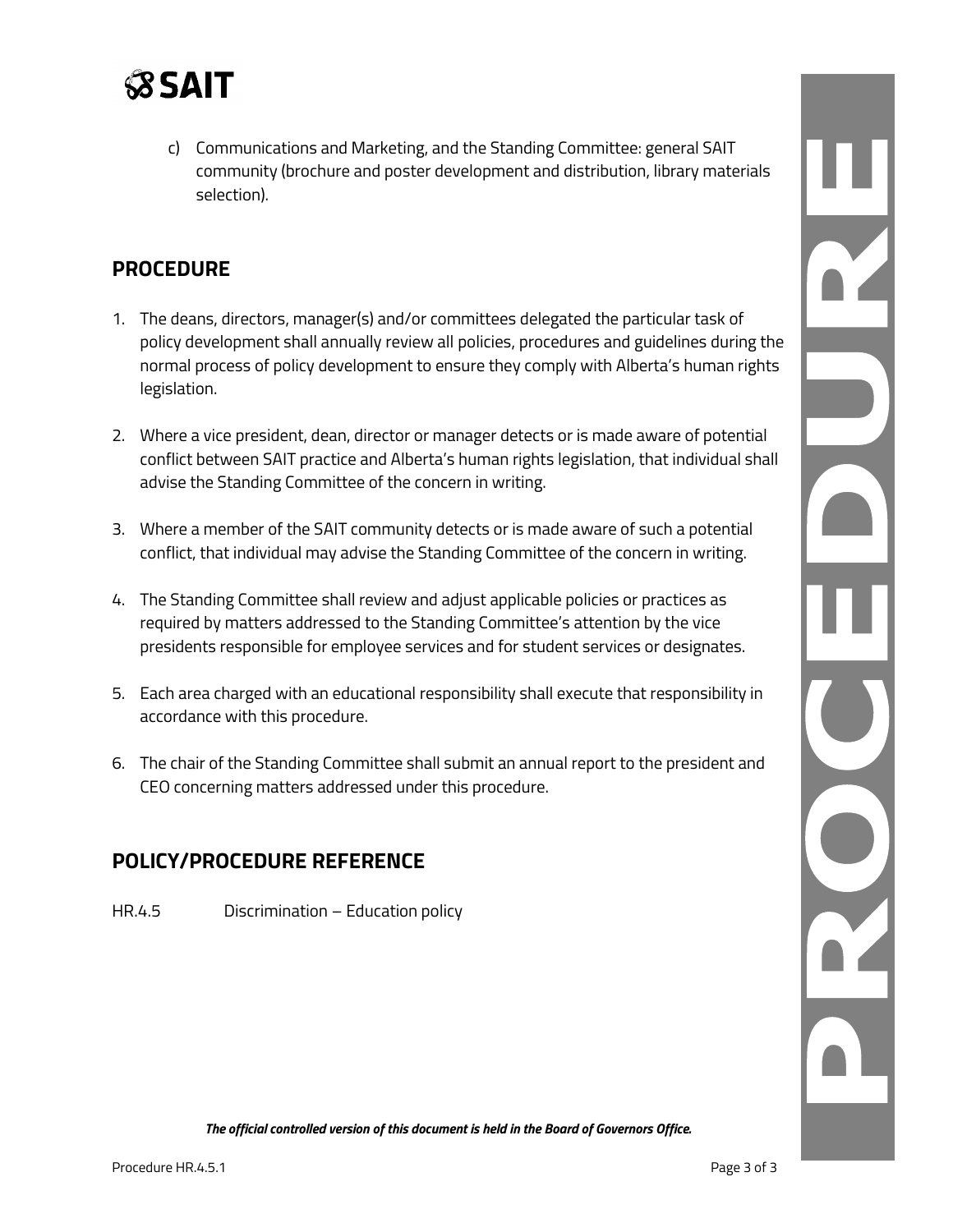c) Communications and Marketing, and the Standing Committee: general SAIT community (brochure and poster development and distribution, library materials selection).

## PROCEDURE

1. The deans, directors, manager(s) and/or committees delegated the particular task of policy development shall annually review all policies, procedures and guidelines during the normal process of policy development to ensure they comply with Alberta's human rights legislation.

2. Where a vice president, dean, director or manager detects or is made aware of potential conflict between SAIT practice and Alberta's human rights legislation, that individual shall advise the Standing Committee of the concern in writing.

3. Where a member of the SAIT community detects or is made aware of such a potential conflict, that individual may advise the Standing Committee of the concern in writing.

4. The Standing Committee shall review and adjust applicable policies or practices as required by matters addressed to the Standing Committee's attention by the vice presidents responsible for employee services and for student services or designates.

5. Each area charged with an educational responsibility shall execute that responsibility in accordance with this procedure.

6. The chair of the Standing Committee shall submit an annual report to the president and CEO concerning matters addressed under this procedure.

## POLICY/PROCEDURE REFERENCE

HR.4.5 Discrimination – Education policy

***The official controlled version of this document is held in the Board of Governors Office.***